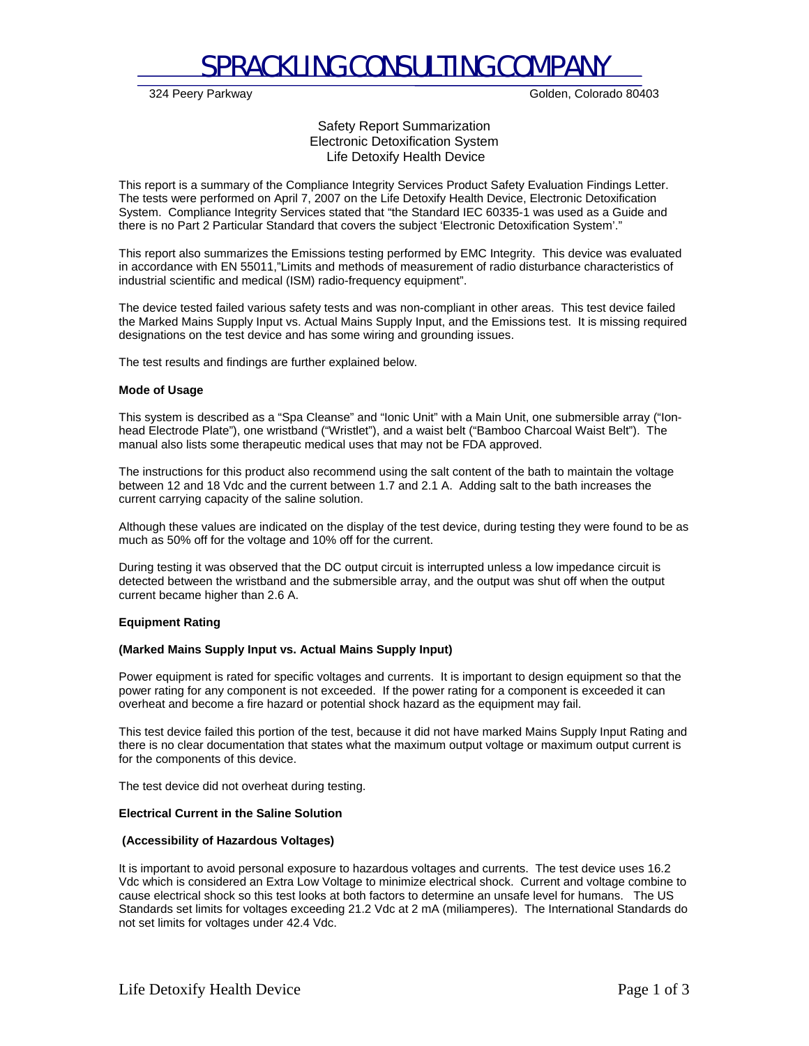# SPRACKLING CONSULTING COMPANY

324 Peery Parkway Golden, Colorado 80403

Safety Report Summarization
Electronic Detoxification System
Life Detoxify Health Device

This report is a summary of the Compliance Integrity Services Product Safety Evaluation Findings Letter. The tests were performed on April 7, 2007 on the Life Detoxify Health Device, Electronic Detoxification System. Compliance Integrity Services stated that "the Standard IEC 60335-1 was used as a Guide and there is no Part 2 Particular Standard that covers the subject 'Electronic Detoxification System'."

This report also summarizes the Emissions testing performed by EMC Integrity. This device was evaluated in accordance with EN 55011,"Limits and methods of measurement of radio disturbance characteristics of industrial scientific and medical (ISM) radio-frequency equipment".

The device tested failed various safety tests and was non-compliant in other areas. This test device failed the Marked Mains Supply Input vs. Actual Mains Supply Input, and the Emissions test. It is missing required designations on the test device and has some wiring and grounding issues.

The test results and findings are further explained below.

**Mode of Usage**

This system is described as a "Spa Cleanse" and "Ionic Unit" with a Main Unit, one submersible array ("Ion-head Electrode Plate"), one wristband ("Wristlet"), and a waist belt ("Bamboo Charcoal Waist Belt"). The manual also lists some therapeutic medical uses that may not be FDA approved.

The instructions for this product also recommend using the salt content of the bath to maintain the voltage between 12 and 18 Vdc and the current between 1.7 and 2.1 A. Adding salt to the bath increases the current carrying capacity of the saline solution.

Although these values are indicated on the display of the test device, during testing they were found to be as much as 50% off for the voltage and 10% off for the current.

During testing it was observed that the DC output circuit is interrupted unless a low impedance circuit is detected between the wristband and the submersible array, and the output was shut off when the output current became higher than 2.6 A.

**Equipment Rating**

**(Marked Mains Supply Input vs. Actual Mains Supply Input)**

Power equipment is rated for specific voltages and currents. It is important to design equipment so that the power rating for any component is not exceeded. If the power rating for a component is exceeded it can overheat and become a fire hazard or potential shock hazard as the equipment may fail.

This test device failed this portion of the test, because it did not have marked Mains Supply Input Rating and there is no clear documentation that states what the maximum output voltage or maximum output current is for the components of this device.

The test device did not overheat during testing.

**Electrical Current in the Saline Solution**

**(Accessibility of Hazardous Voltages)**

It is important to avoid personal exposure to hazardous voltages and currents. The test device uses 16.2 Vdc which is considered an Extra Low Voltage to minimize electrical shock. Current and voltage combine to cause electrical shock so this test looks at both factors to determine an unsafe level for humans. The US Standards set limits for voltages exceeding 21.2 Vdc at 2 mA (miliamperes). The International Standards do not set limits for voltages under 42.4 Vdc.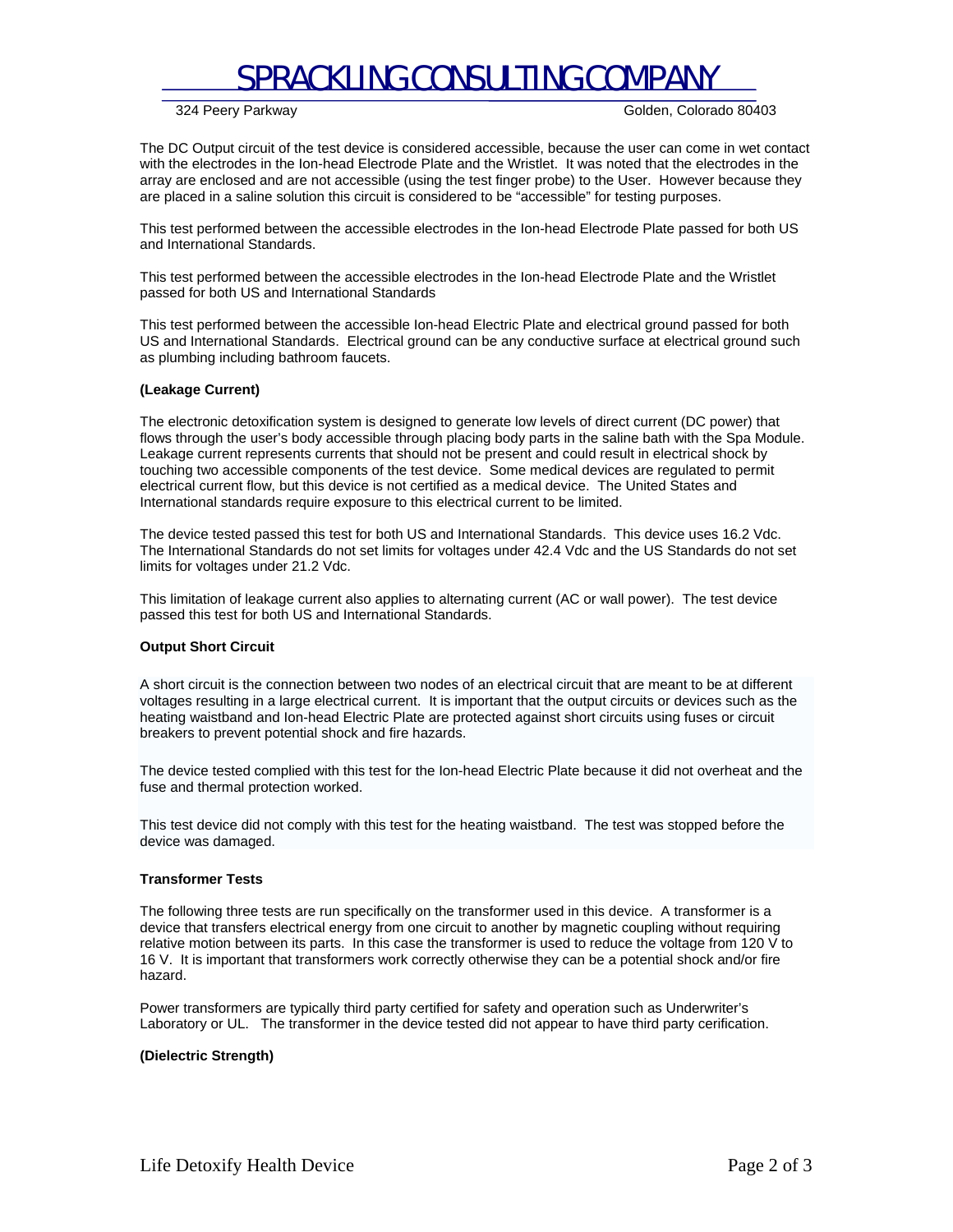The DC Output circuit of the test device is considered accessible, because the user can come in wet contact with the electrodes in the Ion-head Electrode Plate and the Wristlet. It was noted that the electrodes in the array are enclosed and are not accessible (using the test finger probe) to the User. However because they are placed in a saline solution this circuit is considered to be "accessible" for testing purposes.

This test performed between the accessible electrodes in the Ion-head Electrode Plate passed for both US and International Standards.

This test performed between the accessible electrodes in the Ion-head Electrode Plate and the Wristlet passed for both US and International Standards

This test performed between the accessible Ion-head Electric Plate and electrical ground passed for both US and International Standards. Electrical ground can be any conductive surface at electrical ground such as plumbing including bathroom faucets.

**(Leakage Current)**

The electronic detoxification system is designed to generate low levels of direct current (DC power) that flows through the user's body accessible through placing body parts in the saline bath with the Spa Module. Leakage current represents currents that should not be present and could result in electrical shock by touching two accessible components of the test device. Some medical devices are regulated to permit electrical current flow, but this device is not certified as a medical device. The United States and International standards require exposure to this electrical current to be limited.

The device tested passed this test for both US and International Standards. This device uses 16.2 Vdc. The International Standards do not set limits for voltages under 42.4 Vdc and the US Standards do not set limits for voltages under 21.2 Vdc.

This limitation of leakage current also applies to alternating current (AC or wall power). The test device passed this test for both US and International Standards.

**Output Short Circuit**

A short circuit is the connection between two nodes of an electrical circuit that are meant to be at different voltages resulting in a large electrical current. It is important that the output circuits or devices such as the heating waistband and Ion-head Electric Plate are protected against short circuits using fuses or circuit breakers to prevent potential shock and fire hazards.

The device tested complied with this test for the Ion-head Electric Plate because it did not overheat and the fuse and thermal protection worked.

This test device did not comply with this test for the heating waistband. The test was stopped before the device was damaged.

**Transformer Tests**

The following three tests are run specifically on the transformer used in this device. A transformer is a device that transfers electrical energy from one circuit to another by magnetic coupling without requiring relative motion between its parts. In this case the transformer is used to reduce the voltage from 120 V to 16 V. It is important that transformers work correctly otherwise they can be a potential shock and/or fire hazard.

Power transformers are typically third party certified for safety and operation such as Underwriter's Laboratory or UL. The transformer in the device tested did not appear to have third party cerification.

**(Dielectric Strength)**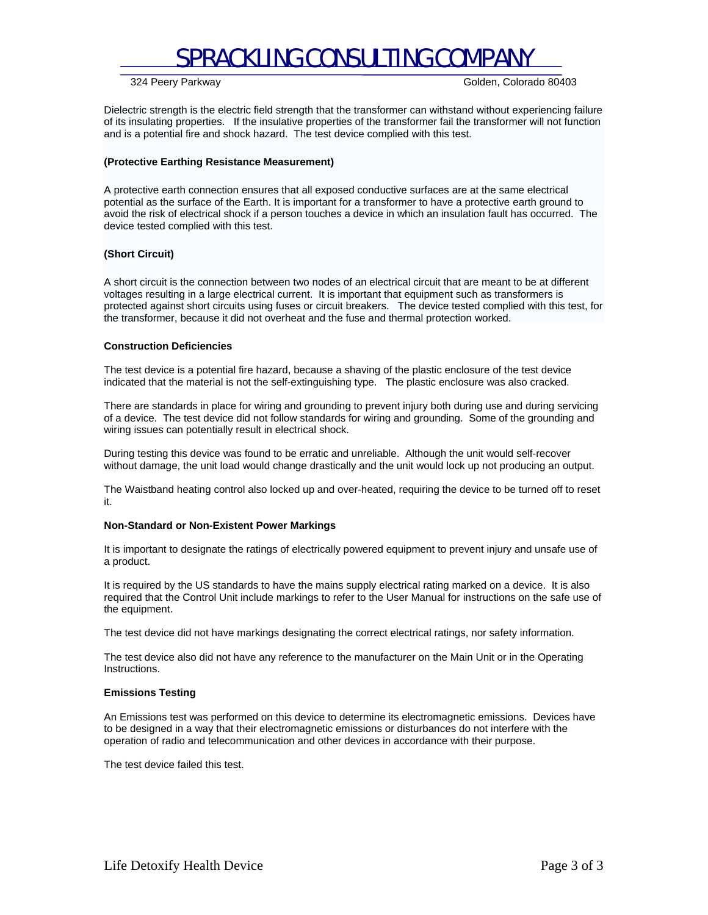Dielectric strength is the electric field strength that the transformer can withstand without experiencing failure of its insulating properties. If the insulative properties of the transformer fail the transformer will not function and is a potential fire and shock hazard. The test device complied with this test.

**(Protective Earthing Resistance Measurement)**

A protective earth connection ensures that all exposed conductive surfaces are at the same electrical potential as the surface of the Earth. It is important for a transformer to have a protective earth ground to avoid the risk of electrical shock if a person touches a device in which an insulation fault has occurred. The device tested complied with this test.

**(Short Circuit)**

A short circuit is the connection between two nodes of an electrical circuit that are meant to be at different voltages resulting in a large electrical current. It is important that equipment such as transformers is protected against short circuits using fuses or circuit breakers. The device tested complied with this test, for the transformer, because it did not overheat and the fuse and thermal protection worked.

**Construction Deficiencies**

The test device is a potential fire hazard, because a shaving of the plastic enclosure of the test device indicated that the material is not the self-extinguishing type. The plastic enclosure was also cracked.

There are standards in place for wiring and grounding to prevent injury both during use and during servicing of a device. The test device did not follow standards for wiring and grounding. Some of the grounding and wiring issues can potentially result in electrical shock.

During testing this device was found to be erratic and unreliable. Although the unit would self-recover without damage, the unit load would change drastically and the unit would lock up not producing an output.

The Waistband heating control also locked up and over-heated, requiring the device to be turned off to reset it.

**Non-Standard or Non-Existent Power Markings**

It is important to designate the ratings of electrically powered equipment to prevent injury and unsafe use of a product.

It is required by the US standards to have the mains supply electrical rating marked on a device. It is also required that the Control Unit include markings to refer to the User Manual for instructions on the safe use of the equipment.

The test device did not have markings designating the correct electrical ratings, nor safety information.

The test device also did not have any reference to the manufacturer on the Main Unit or in the Operating Instructions.

**Emissions Testing**

An Emissions test was performed on this device to determine its electromagnetic emissions. Devices have to be designed in a way that their electromagnetic emissions or disturbances do not interfere with the operation of radio and telecommunication and other devices in accordance with their purpose.

The test device failed this test.